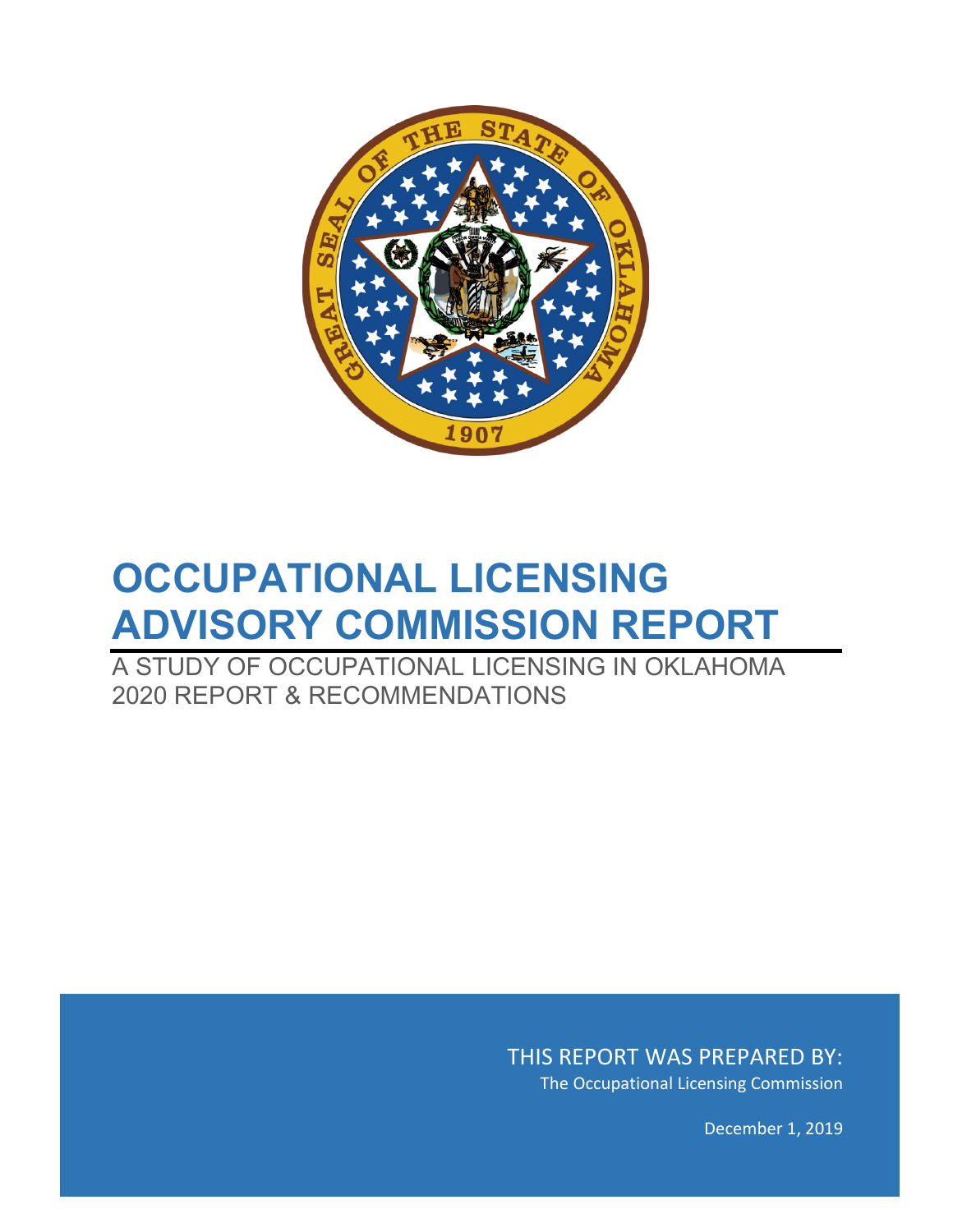# OCCUPATIONAL LICENSING ADVISORY COMMISSION REPORT

A STUDY OF OCCUPATIONAL LICENSING IN OKLAHOMA
2020 REPORT & RECOMMENDATIONS

THIS REPORT WAS PREPARED BY:
The Occupational Licensing Commission

December 1, 2019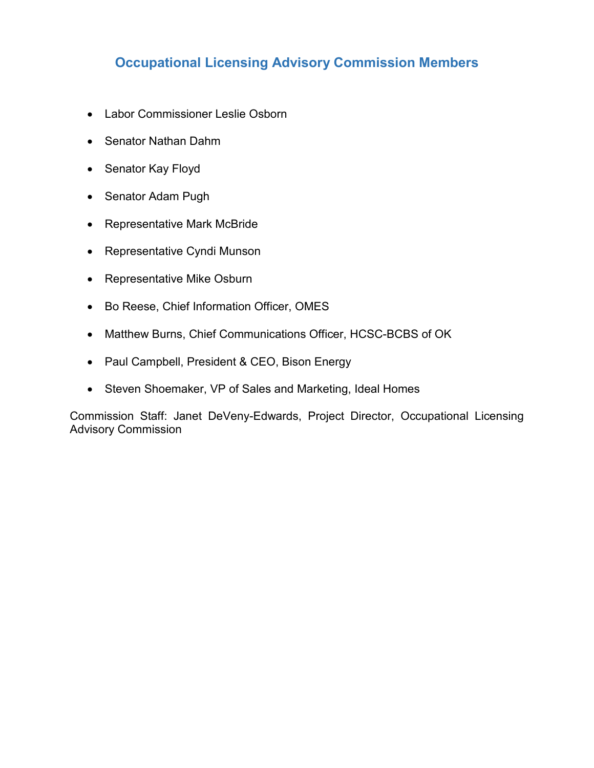## Occupational Licensing Advisory Commission Members

- Labor Commissioner Leslie Osborn
- Senator Nathan Dahm
- Senator Kay Floyd
- Senator Adam Pugh
- Representative Mark McBride
- Representative Cyndi Munson
- Representative Mike Osburn
- Bo Reese, Chief Information Officer, OMES
- Matthew Burns, Chief Communications Officer, HCSC-BCBS of OK
- Paul Campbell, President & CEO, Bison Energy
- Steven Shoemaker, VP of Sales and Marketing, Ideal Homes

Commission Staff: Janet DeVeny-Edwards, Project Director, Occupational Licensing Advisory Commission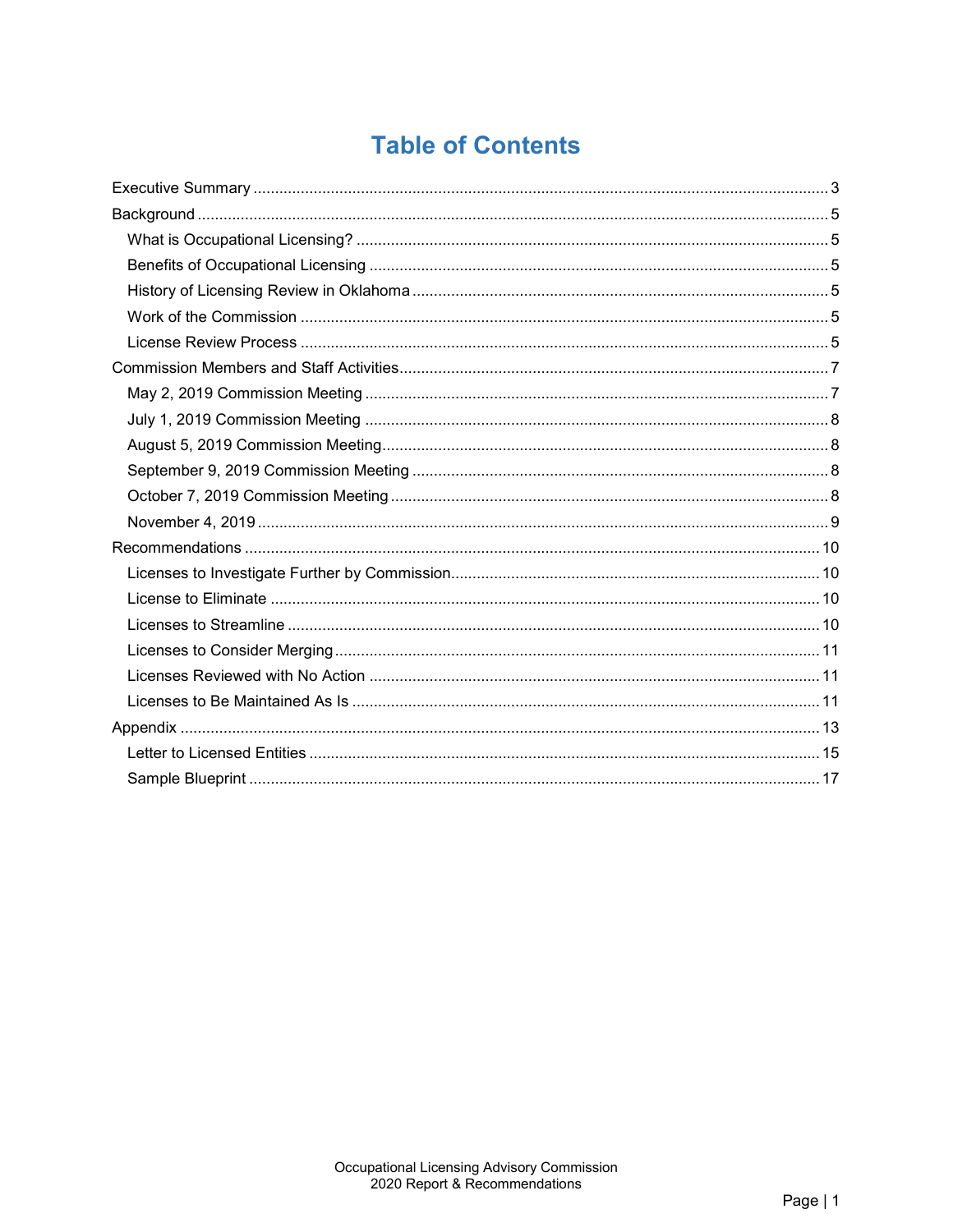# Table of Contents

- Executive Summary ........ 3
- Background ........ 5
  - What is Occupational Licensing? ........ 5
  - Benefits of Occupational Licensing ........ 5
  - History of Licensing Review in Oklahoma ........ 5
  - Work of the Commission ........ 5
  - License Review Process ........ 5
- Commission Members and Staff Activities ........ 7
  - May 2, 2019 Commission Meeting ........ 7
  - July 1, 2019 Commission Meeting ........ 8
  - August 5, 2019 Commission Meeting ........ 8
  - September 9, 2019 Commission Meeting ........ 8
  - October 7, 2019 Commission Meeting ........ 8
  - November 4, 2019 ........ 9
- Recommendations ........ 10
  - Licenses to Investigate Further by Commission ........ 10
  - License to Eliminate ........ 10
  - Licenses to Streamline ........ 10
  - Licenses to Consider Merging ........ 11
  - Licenses Reviewed with No Action ........ 11
  - Licenses to Be Maintained As Is ........ 11
- Appendix ........ 13
  - Letter to Licensed Entities ........ 15
  - Sample Blueprint ........ 17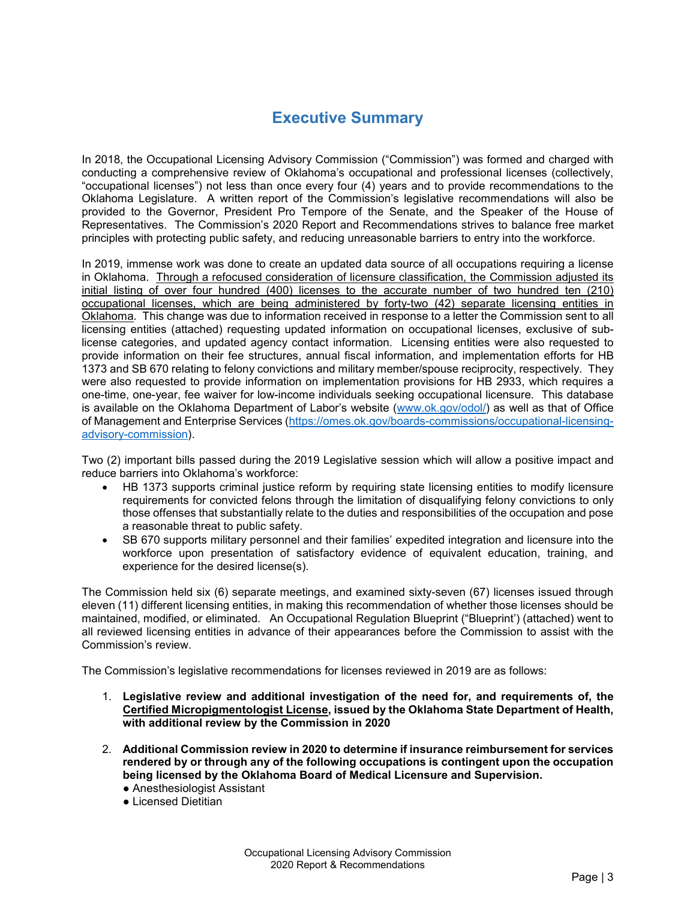# Executive Summary

In 2018, the Occupational Licensing Advisory Commission ("Commission") was formed and charged with conducting a comprehensive review of Oklahoma's occupational and professional licenses (collectively, "occupational licenses") not less than once every four (4) years and to provide recommendations to the Oklahoma Legislature. A written report of the Commission's legislative recommendations will also be provided to the Governor, President Pro Tempore of the Senate, and the Speaker of the House of Representatives. The Commission's 2020 Report and Recommendations strives to balance free market principles with protecting public safety, and reducing unreasonable barriers to entry into the workforce.

In 2019, immense work was done to create an updated data source of all occupations requiring a license in Oklahoma. <u>Through a refocused consideration of licensure classification, the Commission adjusted its initial listing of over four hundred (400) licenses to the accurate number of two hundred ten (210) occupational licenses, which are being administered by forty-two (42) separate licensing entities in Oklahoma</u>. This change was due to information received in response to a letter the Commission sent to all licensing entities (attached) requesting updated information on occupational licenses, exclusive of sub-license categories, and updated agency contact information. Licensing entities were also requested to provide information on their fee structures, annual fiscal information, and implementation efforts for HB 1373 and SB 670 relating to felony convictions and military member/spouse reciprocity, respectively. They were also requested to provide information on implementation provisions for HB 2933, which requires a one-time, one-year, fee waiver for low-income individuals seeking occupational licensure. This database is available on the Oklahoma Department of Labor's website (www.ok.gov/odol/) as well as that of Office of Management and Enterprise Services (https://omes.ok.gov/boards-commissions/occupational-licensing-advisory-commission).

Two (2) important bills passed during the 2019 Legislative session which will allow a positive impact and reduce barriers into Oklahoma's workforce:

- HB 1373 supports criminal justice reform by requiring state licensing entities to modify licensure requirements for convicted felons through the limitation of disqualifying felony convictions to only those offenses that substantially relate to the duties and responsibilities of the occupation and pose a reasonable threat to public safety.
- SB 670 supports military personnel and their families' expedited integration and licensure into the workforce upon presentation of satisfactory evidence of equivalent education, training, and experience for the desired license(s).

The Commission held six (6) separate meetings, and examined sixty-seven (67) licenses issued through eleven (11) different licensing entities, in making this recommendation of whether those licenses should be maintained, modified, or eliminated. An Occupational Regulation Blueprint ("Blueprint') (attached) went to all reviewed licensing entities in advance of their appearances before the Commission to assist with the Commission's review.

The Commission's legislative recommendations for licenses reviewed in 2019 are as follows:

1. **Legislative review and additional investigation of the need for, and requirements of, the <u>Certified Micropigmentologist License</u>, issued by the Oklahoma State Department of Health, with additional review by the Commission in 2020**

2. **Additional Commission review in 2020 to determine if insurance reimbursement for services rendered by or through any of the following occupations is contingent upon the occupation being licensed by the Oklahoma Board of Medical Licensure and Supervision.**
   - Anesthesiologist Assistant
   - Licensed Dietitian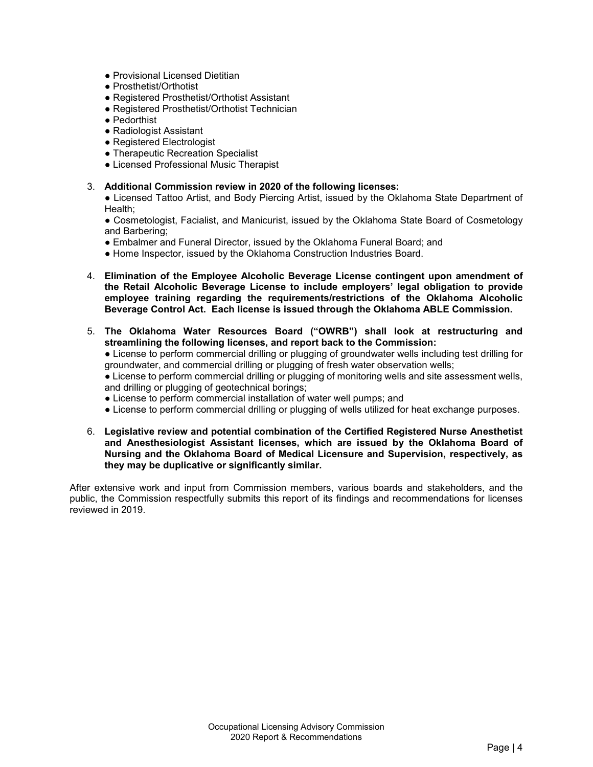- Provisional Licensed Dietitian
- Prosthetist/Orthotist
- Registered Prosthetist/Orthotist Assistant
- Registered Prosthetist/Orthotist Technician
- Pedorthist
- Radiologist Assistant
- Registered Electrologist
- Therapeutic Recreation Specialist
- Licensed Professional Music Therapist

3. **Additional Commission review in 2020 of the following licenses:**
   - Licensed Tattoo Artist, and Body Piercing Artist, issued by the Oklahoma State Department of Health;
   - Cosmetologist, Facialist, and Manicurist, issued by the Oklahoma State Board of Cosmetology and Barbering;
   - Embalmer and Funeral Director, issued by the Oklahoma Funeral Board; and
   - Home Inspector, issued by the Oklahoma Construction Industries Board.

4. **Elimination of the Employee Alcoholic Beverage License contingent upon amendment of the Retail Alcoholic Beverage License to include employers' legal obligation to provide employee training regarding the requirements/restrictions of the Oklahoma Alcoholic Beverage Control Act. Each license is issued through the Oklahoma ABLE Commission.**

5. **The Oklahoma Water Resources Board ("OWRB") shall look at restructuring and streamlining the following licenses, and report back to the Commission:**
   - License to perform commercial drilling or plugging of groundwater wells including test drilling for groundwater, and commercial drilling or plugging of fresh water observation wells;
   - License to perform commercial drilling or plugging of monitoring wells and site assessment wells, and drilling or plugging of geotechnical borings;
   - License to perform commercial installation of water well pumps; and
   - License to perform commercial drilling or plugging of wells utilized for heat exchange purposes.

6. **Legislative review and potential combination of the Certified Registered Nurse Anesthetist and Anesthesiologist Assistant licenses, which are issued by the Oklahoma Board of Nursing and the Oklahoma Board of Medical Licensure and Supervision, respectively, as they may be duplicative or significantly similar.**

After extensive work and input from Commission members, various boards and stakeholders, and the public, the Commission respectfully submits this report of its findings and recommendations for licenses reviewed in 2019.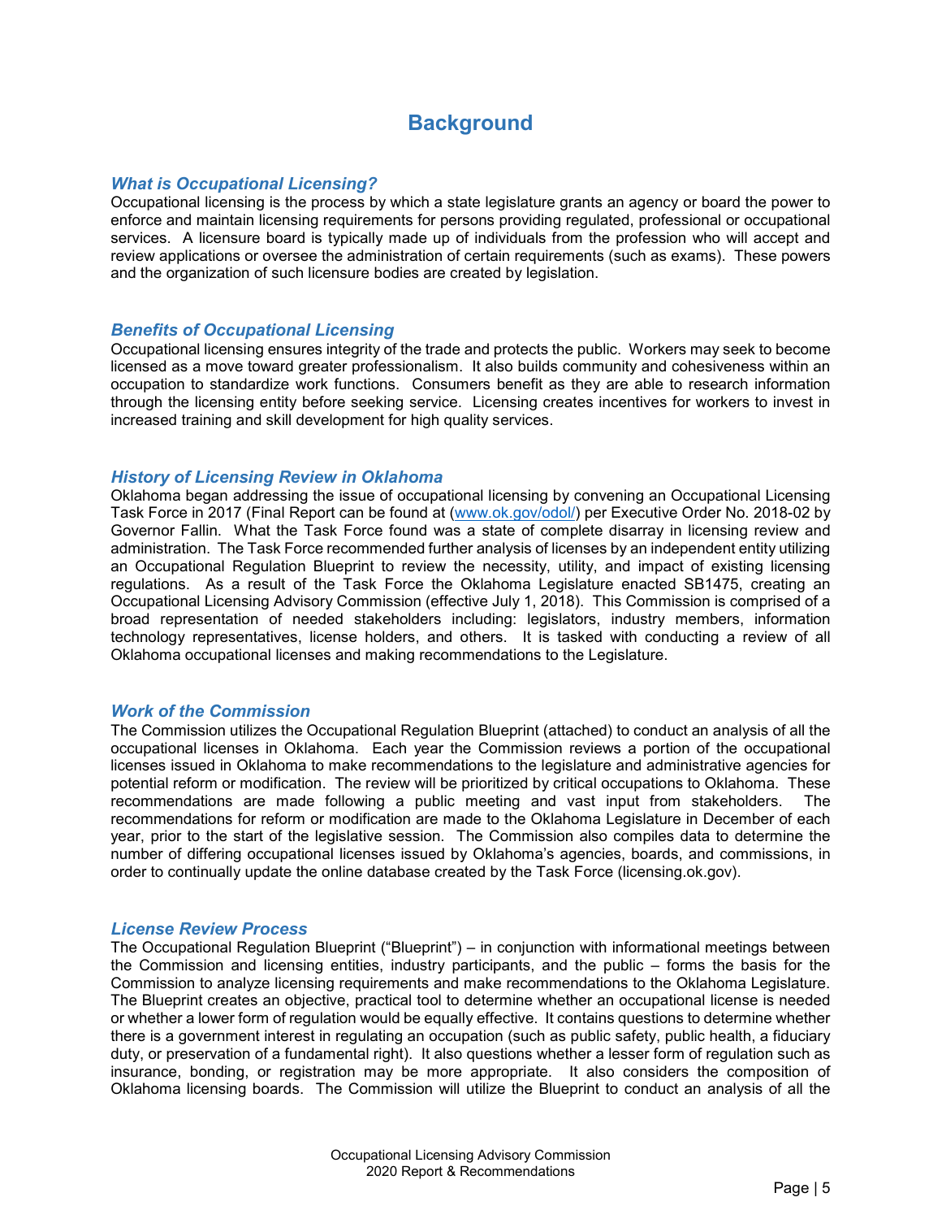# Background

### *What is Occupational Licensing?*

Occupational licensing is the process by which a state legislature grants an agency or board the power to enforce and maintain licensing requirements for persons providing regulated, professional or occupational services. A licensure board is typically made up of individuals from the profession who will accept and review applications or oversee the administration of certain requirements (such as exams). These powers and the organization of such licensure bodies are created by legislation.

### *Benefits of Occupational Licensing*

Occupational licensing ensures integrity of the trade and protects the public. Workers may seek to become licensed as a move toward greater professionalism. It also builds community and cohesiveness within an occupation to standardize work functions. Consumers benefit as they are able to research information through the licensing entity before seeking service. Licensing creates incentives for workers to invest in increased training and skill development for high quality services.

### *History of Licensing Review in Oklahoma*

Oklahoma began addressing the issue of occupational licensing by convening an Occupational Licensing Task Force in 2017 (Final Report can be found at ([www.ok.gov/odol/](www.ok.gov/odol/)) per Executive Order No. 2018-02 by Governor Fallin. What the Task Force found was a state of complete disarray in licensing review and administration. The Task Force recommended further analysis of licenses by an independent entity utilizing an Occupational Regulation Blueprint to review the necessity, utility, and impact of existing licensing regulations. As a result of the Task Force the Oklahoma Legislature enacted SB1475, creating an Occupational Licensing Advisory Commission (effective July 1, 2018). This Commission is comprised of a broad representation of needed stakeholders including: legislators, industry members, information technology representatives, license holders, and others. It is tasked with conducting a review of all Oklahoma occupational licenses and making recommendations to the Legislature.

### *Work of the Commission*

The Commission utilizes the Occupational Regulation Blueprint (attached) to conduct an analysis of all the occupational licenses in Oklahoma. Each year the Commission reviews a portion of the occupational licenses issued in Oklahoma to make recommendations to the legislature and administrative agencies for potential reform or modification. The review will be prioritized by critical occupations to Oklahoma. These recommendations are made following a public meeting and vast input from stakeholders. The recommendations for reform or modification are made to the Oklahoma Legislature in December of each year, prior to the start of the legislative session. The Commission also compiles data to determine the number of differing occupational licenses issued by Oklahoma's agencies, boards, and commissions, in order to continually update the online database created by the Task Force (licensing.ok.gov).

### *License Review Process*

The Occupational Regulation Blueprint ("Blueprint") – in conjunction with informational meetings between the Commission and licensing entities, industry participants, and the public – forms the basis for the Commission to analyze licensing requirements and make recommendations to the Oklahoma Legislature. The Blueprint creates an objective, practical tool to determine whether an occupational license is needed or whether a lower form of regulation would be equally effective. It contains questions to determine whether there is a government interest in regulating an occupation (such as public safety, public health, a fiduciary duty, or preservation of a fundamental right). It also questions whether a lesser form of regulation such as insurance, bonding, or registration may be more appropriate. It also considers the composition of Oklahoma licensing boards. The Commission will utilize the Blueprint to conduct an analysis of all the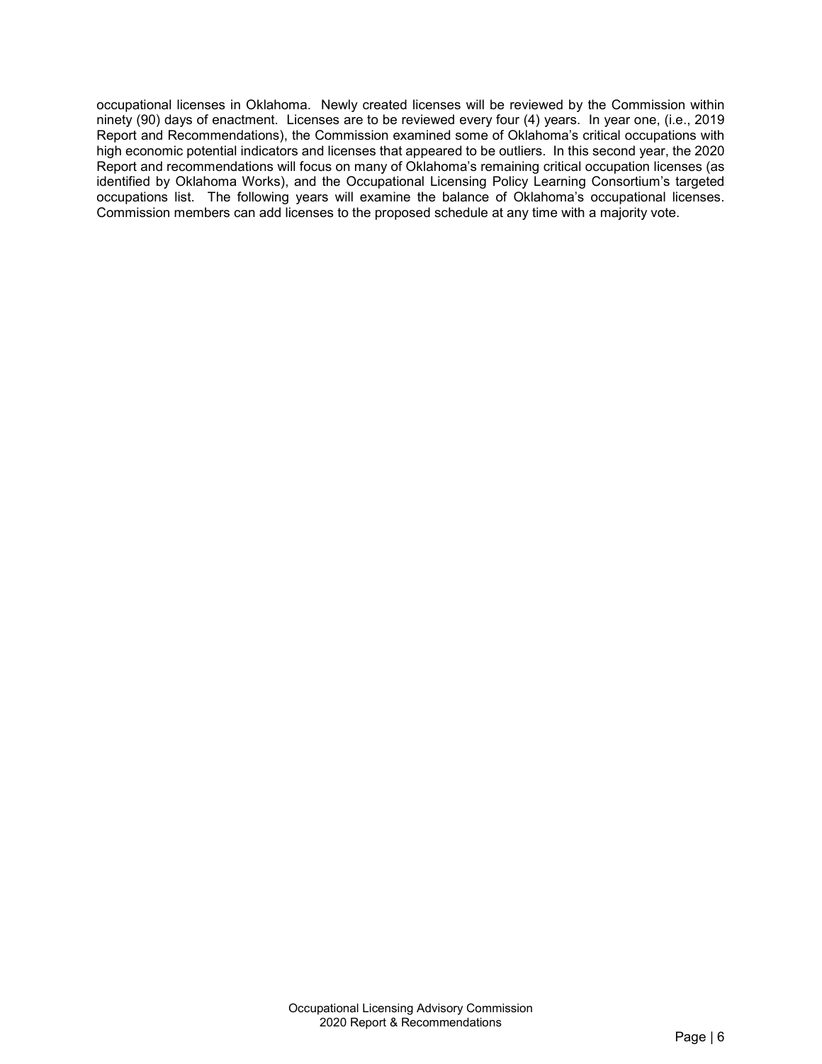occupational licenses in Oklahoma. Newly created licenses will be reviewed by the Commission within ninety (90) days of enactment. Licenses are to be reviewed every four (4) years. In year one, (i.e., 2019 Report and Recommendations), the Commission examined some of Oklahoma's critical occupations with high economic potential indicators and licenses that appeared to be outliers. In this second year, the 2020 Report and recommendations will focus on many of Oklahoma's remaining critical occupation licenses (as identified by Oklahoma Works), and the Occupational Licensing Policy Learning Consortium's targeted occupations list. The following years will examine the balance of Oklahoma's occupational licenses. Commission members can add licenses to the proposed schedule at any time with a majority vote.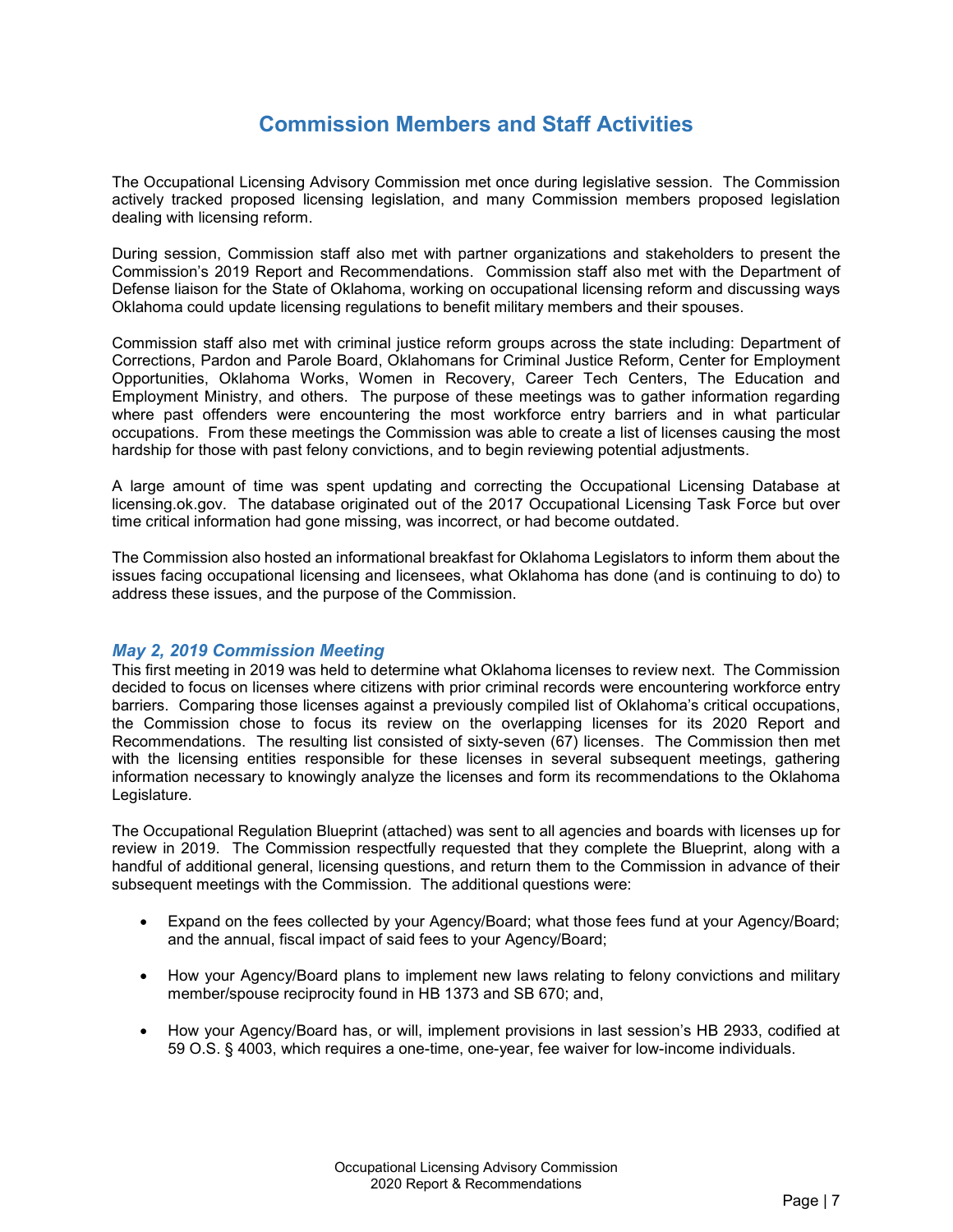# Commission Members and Staff Activities

The Occupational Licensing Advisory Commission met once during legislative session. The Commission actively tracked proposed licensing legislation, and many Commission members proposed legislation dealing with licensing reform.

During session, Commission staff also met with partner organizations and stakeholders to present the Commission's 2019 Report and Recommendations. Commission staff also met with the Department of Defense liaison for the State of Oklahoma, working on occupational licensing reform and discussing ways Oklahoma could update licensing regulations to benefit military members and their spouses.

Commission staff also met with criminal justice reform groups across the state including: Department of Corrections, Pardon and Parole Board, Oklahomans for Criminal Justice Reform, Center for Employment Opportunities, Oklahoma Works, Women in Recovery, Career Tech Centers, The Education and Employment Ministry, and others. The purpose of these meetings was to gather information regarding where past offenders were encountering the most workforce entry barriers and in what particular occupations. From these meetings the Commission was able to create a list of licenses causing the most hardship for those with past felony convictions, and to begin reviewing potential adjustments.

A large amount of time was spent updating and correcting the Occupational Licensing Database at licensing.ok.gov. The database originated out of the 2017 Occupational Licensing Task Force but over time critical information had gone missing, was incorrect, or had become outdated.

The Commission also hosted an informational breakfast for Oklahoma Legislators to inform them about the issues facing occupational licensing and licensees, what Oklahoma has done (and is continuing to do) to address these issues, and the purpose of the Commission.

### *May 2, 2019 Commission Meeting*

This first meeting in 2019 was held to determine what Oklahoma licenses to review next. The Commission decided to focus on licenses where citizens with prior criminal records were encountering workforce entry barriers. Comparing those licenses against a previously compiled list of Oklahoma's critical occupations, the Commission chose to focus its review on the overlapping licenses for its 2020 Report and Recommendations. The resulting list consisted of sixty-seven (67) licenses. The Commission then met with the licensing entities responsible for these licenses in several subsequent meetings, gathering information necessary to knowingly analyze the licenses and form its recommendations to the Oklahoma Legislature.

The Occupational Regulation Blueprint (attached) was sent to all agencies and boards with licenses up for review in 2019. The Commission respectfully requested that they complete the Blueprint, along with a handful of additional general, licensing questions, and return them to the Commission in advance of their subsequent meetings with the Commission. The additional questions were:

- Expand on the fees collected by your Agency/Board; what those fees fund at your Agency/Board; and the annual, fiscal impact of said fees to your Agency/Board;
- How your Agency/Board plans to implement new laws relating to felony convictions and military member/spouse reciprocity found in HB 1373 and SB 670; and,
- How your Agency/Board has, or will, implement provisions in last session's HB 2933, codified at 59 O.S. § 4003, which requires a one-time, one-year, fee waiver for low-income individuals.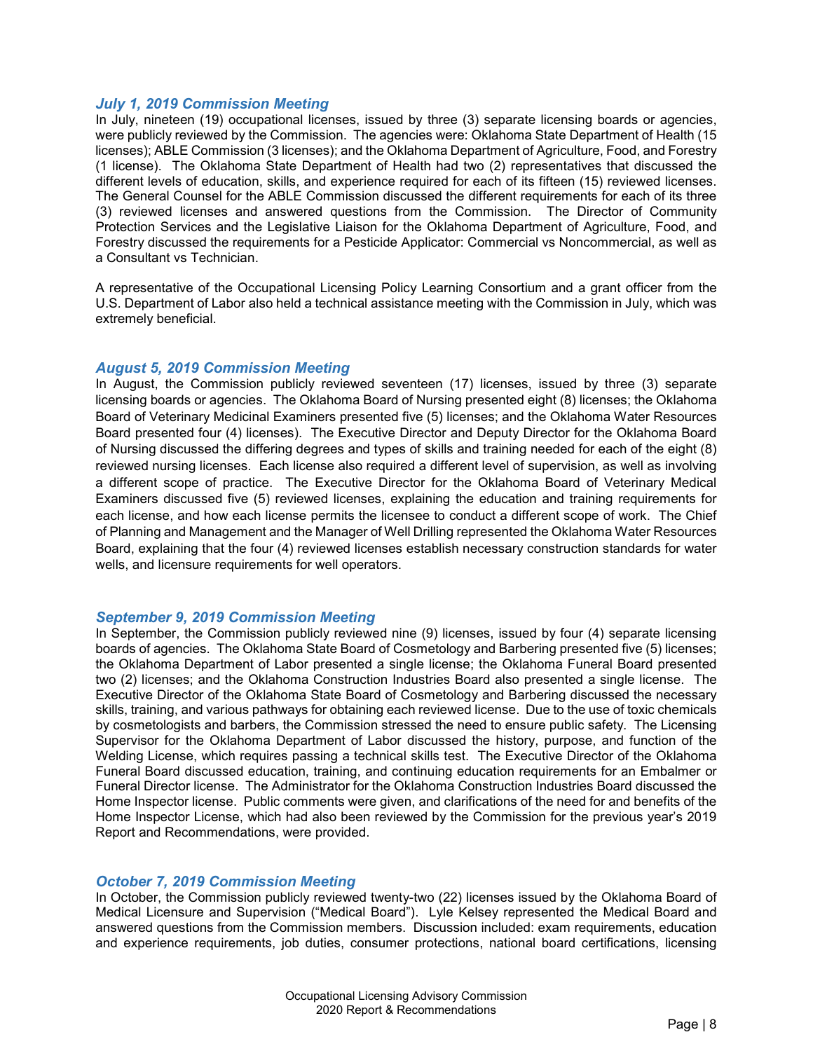### *July 1, 2019 Commission Meeting*

In July, nineteen (19) occupational licenses, issued by three (3) separate licensing boards or agencies, were publicly reviewed by the Commission. The agencies were: Oklahoma State Department of Health (15 licenses); ABLE Commission (3 licenses); and the Oklahoma Department of Agriculture, Food, and Forestry (1 license). The Oklahoma State Department of Health had two (2) representatives that discussed the different levels of education, skills, and experience required for each of its fifteen (15) reviewed licenses. The General Counsel for the ABLE Commission discussed the different requirements for each of its three (3) reviewed licenses and answered questions from the Commission. The Director of Community Protection Services and the Legislative Liaison for the Oklahoma Department of Agriculture, Food, and Forestry discussed the requirements for a Pesticide Applicator: Commercial vs Noncommercial, as well as a Consultant vs Technician.

A representative of the Occupational Licensing Policy Learning Consortium and a grant officer from the U.S. Department of Labor also held a technical assistance meeting with the Commission in July, which was extremely beneficial.

### *August 5, 2019 Commission Meeting*

In August, the Commission publicly reviewed seventeen (17) licenses, issued by three (3) separate licensing boards or agencies. The Oklahoma Board of Nursing presented eight (8) licenses; the Oklahoma Board of Veterinary Medicinal Examiners presented five (5) licenses; and the Oklahoma Water Resources Board presented four (4) licenses). The Executive Director and Deputy Director for the Oklahoma Board of Nursing discussed the differing degrees and types of skills and training needed for each of the eight (8) reviewed nursing licenses. Each license also required a different level of supervision, as well as involving a different scope of practice. The Executive Director for the Oklahoma Board of Veterinary Medical Examiners discussed five (5) reviewed licenses, explaining the education and training requirements for each license, and how each license permits the licensee to conduct a different scope of work. The Chief of Planning and Management and the Manager of Well Drilling represented the Oklahoma Water Resources Board, explaining that the four (4) reviewed licenses establish necessary construction standards for water wells, and licensure requirements for well operators.

### *September 9, 2019 Commission Meeting*

In September, the Commission publicly reviewed nine (9) licenses, issued by four (4) separate licensing boards of agencies. The Oklahoma State Board of Cosmetology and Barbering presented five (5) licenses; the Oklahoma Department of Labor presented a single license; the Oklahoma Funeral Board presented two (2) licenses; and the Oklahoma Construction Industries Board also presented a single license. The Executive Director of the Oklahoma State Board of Cosmetology and Barbering discussed the necessary skills, training, and various pathways for obtaining each reviewed license. Due to the use of toxic chemicals by cosmetologists and barbers, the Commission stressed the need to ensure public safety. The Licensing Supervisor for the Oklahoma Department of Labor discussed the history, purpose, and function of the Welding License, which requires passing a technical skills test. The Executive Director of the Oklahoma Funeral Board discussed education, training, and continuing education requirements for an Embalmer or Funeral Director license. The Administrator for the Oklahoma Construction Industries Board discussed the Home Inspector license. Public comments were given, and clarifications of the need for and benefits of the Home Inspector License, which had also been reviewed by the Commission for the previous year's 2019 Report and Recommendations, were provided.

### *October 7, 2019 Commission Meeting*

In October, the Commission publicly reviewed twenty-two (22) licenses issued by the Oklahoma Board of Medical Licensure and Supervision ("Medical Board"). Lyle Kelsey represented the Medical Board and answered questions from the Commission members. Discussion included: exam requirements, education and experience requirements, job duties, consumer protections, national board certifications, licensing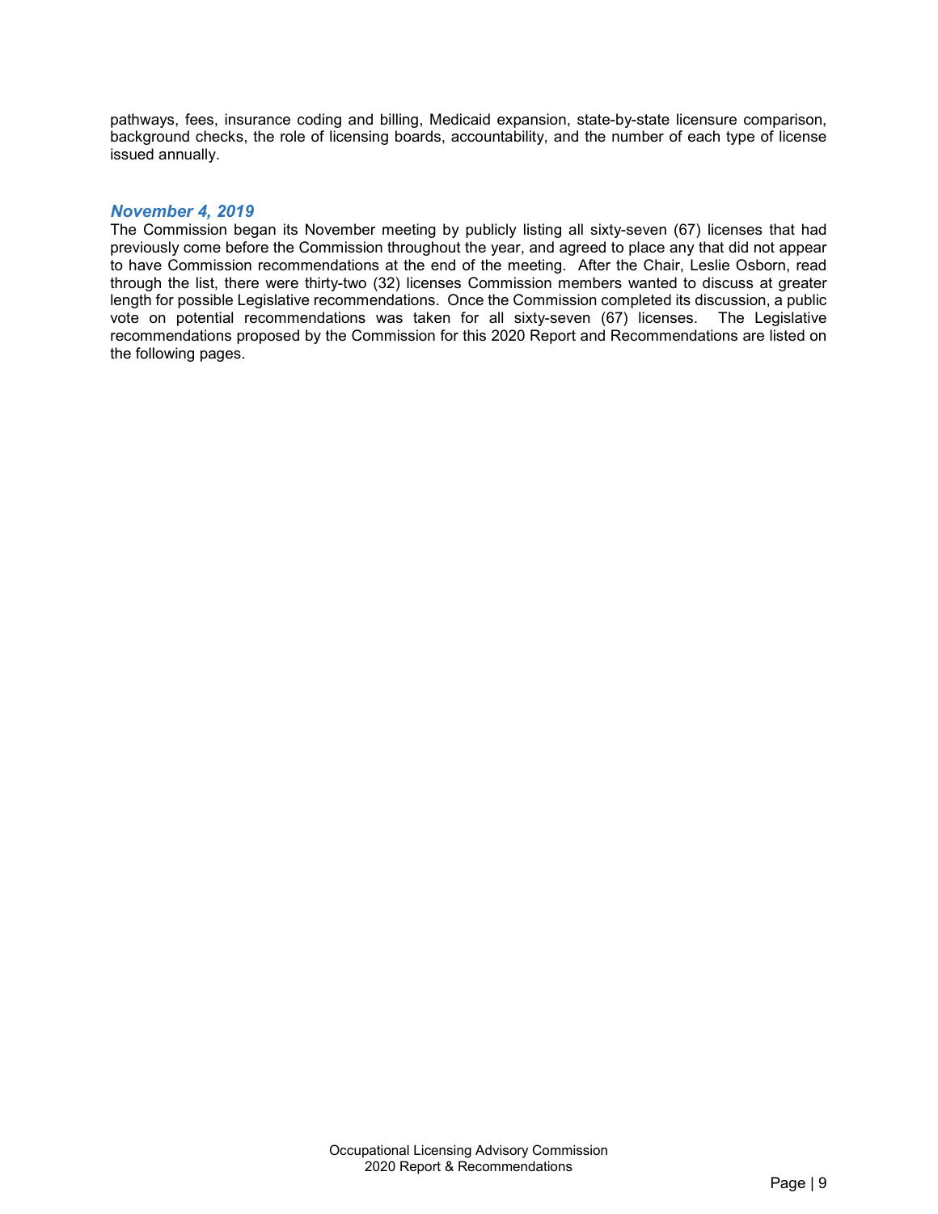pathways, fees, insurance coding and billing, Medicaid expansion, state-by-state licensure comparison, background checks, the role of licensing boards, accountability, and the number of each type of license issued annually.

### *November 4, 2019*

The Commission began its November meeting by publicly listing all sixty-seven (67) licenses that had previously come before the Commission throughout the year, and agreed to place any that did not appear to have Commission recommendations at the end of the meeting. After the Chair, Leslie Osborn, read through the list, there were thirty-two (32) licenses Commission members wanted to discuss at greater length for possible Legislative recommendations. Once the Commission completed its discussion, a public vote on potential recommendations was taken for all sixty-seven (67) licenses. The Legislative recommendations proposed by the Commission for this 2020 Report and Recommendations are listed on the following pages.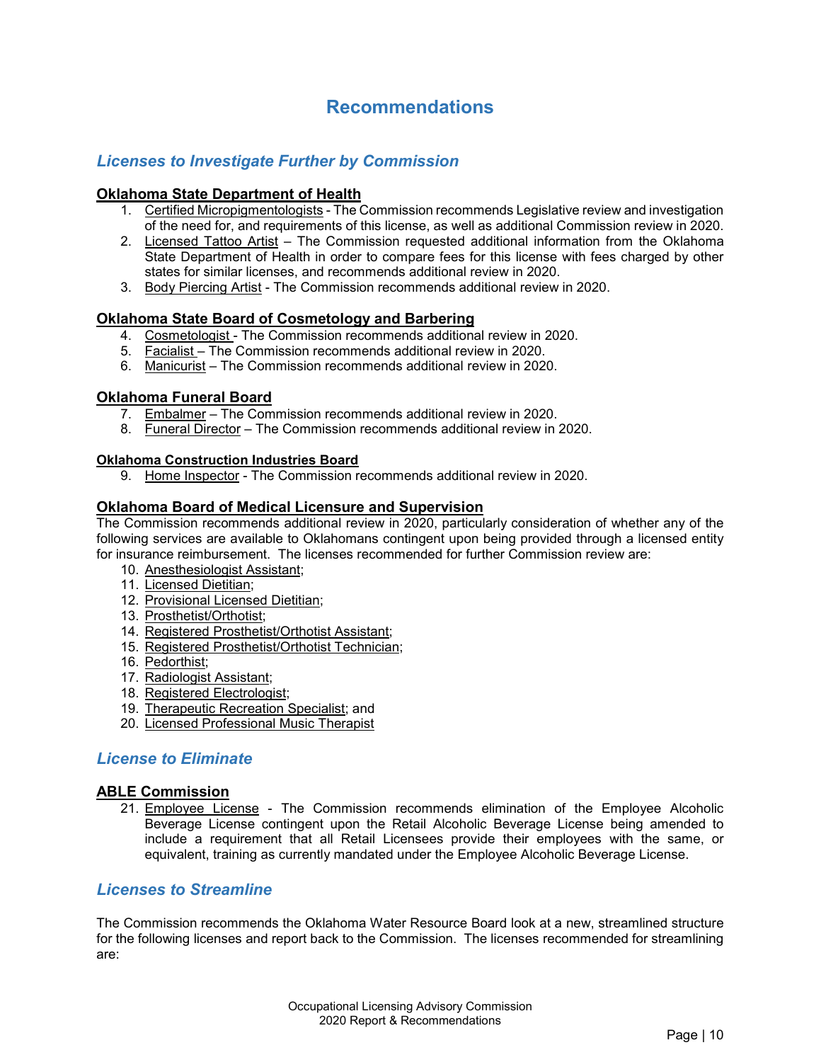# Recommendations

## *Licenses to Investigate Further by Commission*

### Oklahoma State Department of Health

1. Certified Micropigmentologists - The Commission recommends Legislative review and investigation of the need for, and requirements of this license, as well as additional Commission review in 2020.
2. Licensed Tattoo Artist – The Commission requested additional information from the Oklahoma State Department of Health in order to compare fees for this license with fees charged by other states for similar licenses, and recommends additional review in 2020.
3. Body Piercing Artist - The Commission recommends additional review in 2020.

### Oklahoma State Board of Cosmetology and Barbering

4. Cosmetologist - The Commission recommends additional review in 2020.
5. Facialist – The Commission recommends additional review in 2020.
6. Manicurist – The Commission recommends additional review in 2020.

### Oklahoma Funeral Board

7. Embalmer – The Commission recommends additional review in 2020.
8. Funeral Director – The Commission recommends additional review in 2020.

### Oklahoma Construction Industries Board

9. Home Inspector - The Commission recommends additional review in 2020.

### Oklahoma Board of Medical Licensure and Supervision

The Commission recommends additional review in 2020, particularly consideration of whether any of the following services are available to Oklahomans contingent upon being provided through a licensed entity for insurance reimbursement. The licenses recommended for further Commission review are:

10. Anesthesiologist Assistant;
11. Licensed Dietitian;
12. Provisional Licensed Dietitian;
13. Prosthetist/Orthotist;
14. Registered Prosthetist/Orthotist Assistant;
15. Registered Prosthetist/Orthotist Technician;
16. Pedorthist;
17. Radiologist Assistant;
18. Registered Electrologist;
19. Therapeutic Recreation Specialist; and
20. Licensed Professional Music Therapist

## *License to Eliminate*

### ABLE Commission

21. Employee License - The Commission recommends elimination of the Employee Alcoholic Beverage License contingent upon the Retail Alcoholic Beverage License being amended to include a requirement that all Retail Licensees provide their employees with the same, or equivalent, training as currently mandated under the Employee Alcoholic Beverage License.

## *Licenses to Streamline*

The Commission recommends the Oklahoma Water Resource Board look at a new, streamlined structure for the following licenses and report back to the Commission. The licenses recommended for streamlining are: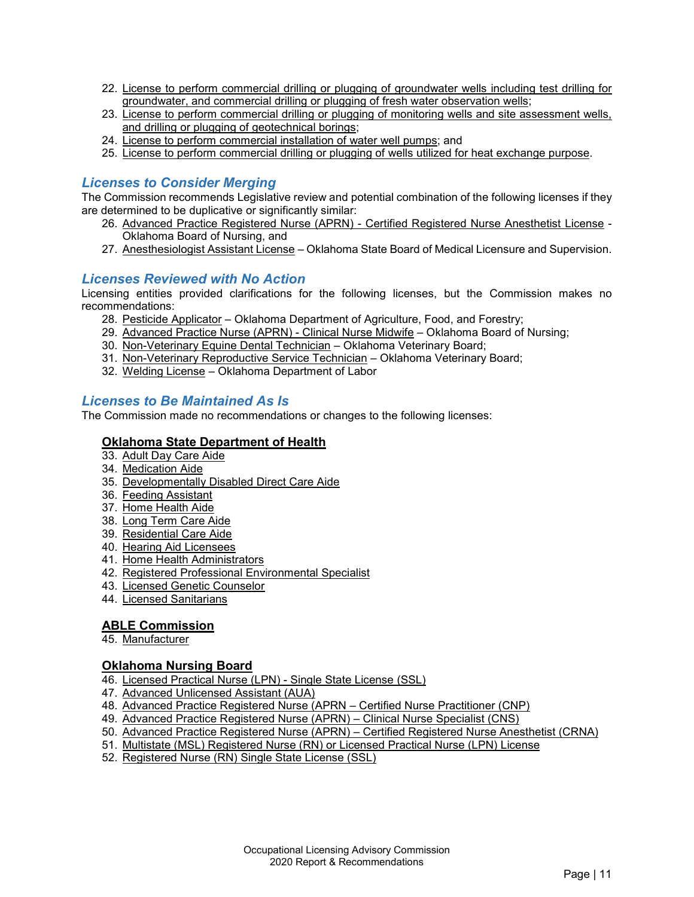22. License to perform commercial drilling or plugging of groundwater wells including test drilling for groundwater, and commercial drilling or plugging of fresh water observation wells;
23. License to perform commercial drilling or plugging of monitoring wells and site assessment wells, and drilling or plugging of geotechnical borings;
24. License to perform commercial installation of water well pumps; and
25. License to perform commercial drilling or plugging of wells utilized for heat exchange purpose.

## *Licenses to Consider Merging*

The Commission recommends Legislative review and potential combination of the following licenses if they are determined to be duplicative or significantly similar:

26. Advanced Practice Registered Nurse (APRN) - Certified Registered Nurse Anesthetist License - Oklahoma Board of Nursing, and
27. Anesthesiologist Assistant License – Oklahoma State Board of Medical Licensure and Supervision.

## *Licenses Reviewed with No Action*

Licensing entities provided clarifications for the following licenses, but the Commission makes no recommendations:

28. Pesticide Applicator – Oklahoma Department of Agriculture, Food, and Forestry;
29. Advanced Practice Nurse (APRN) - Clinical Nurse Midwife – Oklahoma Board of Nursing;
30. Non-Veterinary Equine Dental Technician – Oklahoma Veterinary Board;
31. Non-Veterinary Reproductive Service Technician – Oklahoma Veterinary Board;
32. Welding License – Oklahoma Department of Labor

## *Licenses to Be Maintained As Is*

The Commission made no recommendations or changes to the following licenses:

### Oklahoma State Department of Health

33. Adult Day Care Aide
34. Medication Aide
35. Developmentally Disabled Direct Care Aide
36. Feeding Assistant
37. Home Health Aide
38. Long Term Care Aide
39. Residential Care Aide
40. Hearing Aid Licensees
41. Home Health Administrators
42. Registered Professional Environmental Specialist
43. Licensed Genetic Counselor
44. Licensed Sanitarians

### ABLE Commission

45. Manufacturer

### Oklahoma Nursing Board

46. Licensed Practical Nurse (LPN) - Single State License (SSL)
47. Advanced Unlicensed Assistant (AUA)
48. Advanced Practice Registered Nurse (APRN – Certified Nurse Practitioner (CNP)
49. Advanced Practice Registered Nurse (APRN) – Clinical Nurse Specialist (CNS)
50. Advanced Practice Registered Nurse (APRN) – Certified Registered Nurse Anesthetist (CRNA)
51. Multistate (MSL) Registered Nurse (RN) or Licensed Practical Nurse (LPN) License
52. Registered Nurse (RN) Single State License (SSL)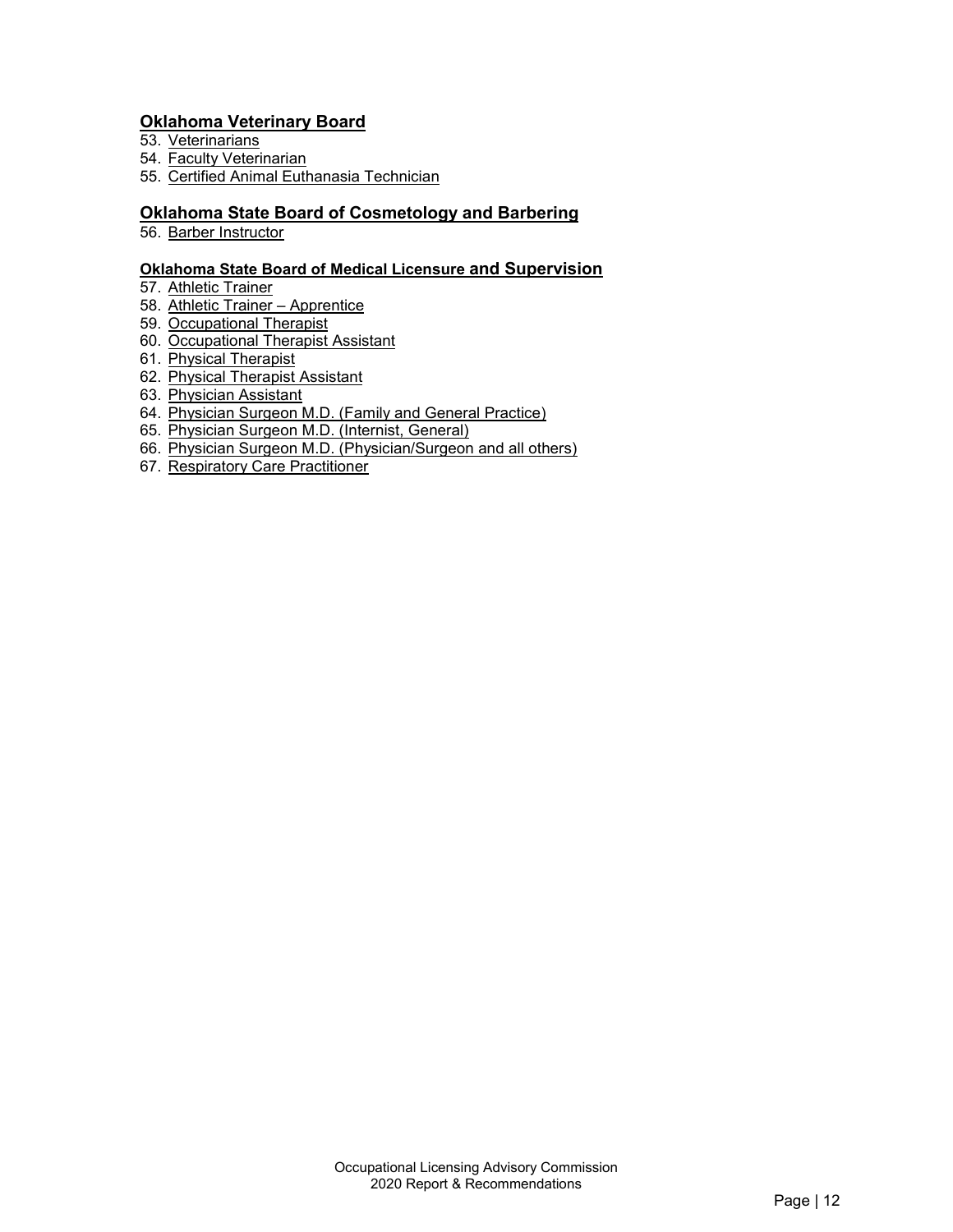## Oklahoma Veterinary Board

53. Veterinarians
54. Faculty Veterinarian
55. Certified Animal Euthanasia Technician

## Oklahoma State Board of Cosmetology and Barbering

56. Barber Instructor

## Oklahoma State Board of Medical Licensure and Supervision

57. Athletic Trainer
58. Athletic Trainer – Apprentice
59. Occupational Therapist
60. Occupational Therapist Assistant
61. Physical Therapist
62. Physical Therapist Assistant
63. Physician Assistant
64. Physician Surgeon M.D. (Family and General Practice)
65. Physician Surgeon M.D. (Internist, General)
66. Physician Surgeon M.D. (Physician/Surgeon and all others)
67. Respiratory Care Practitioner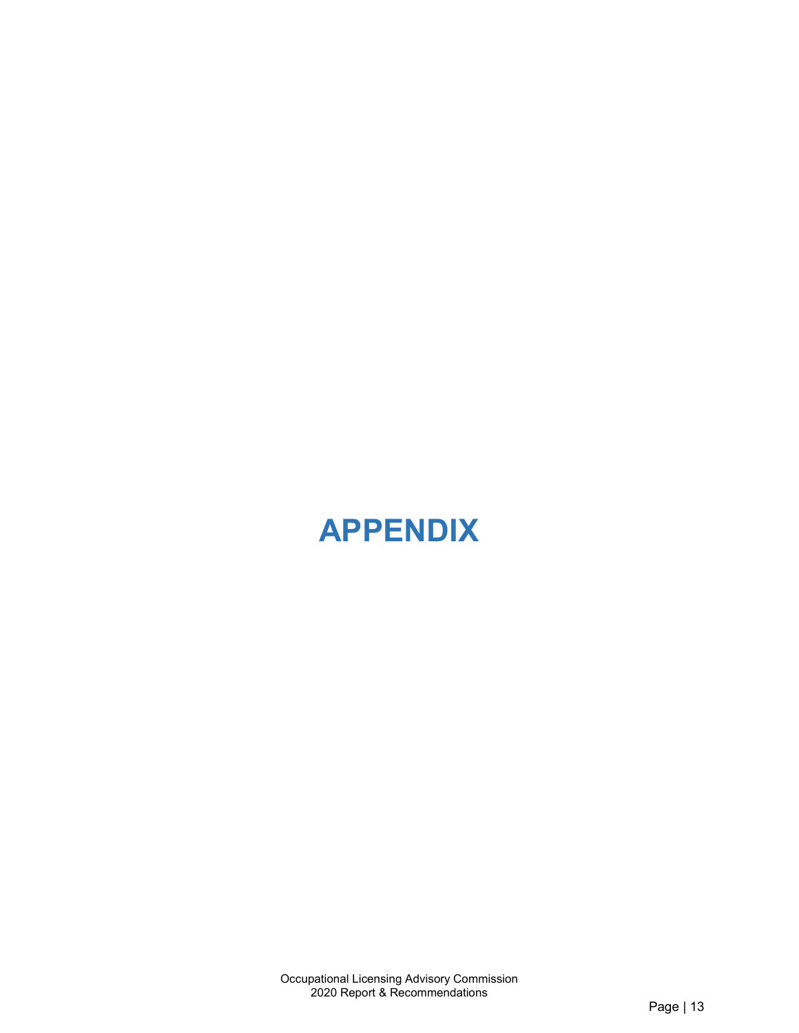# APPENDIX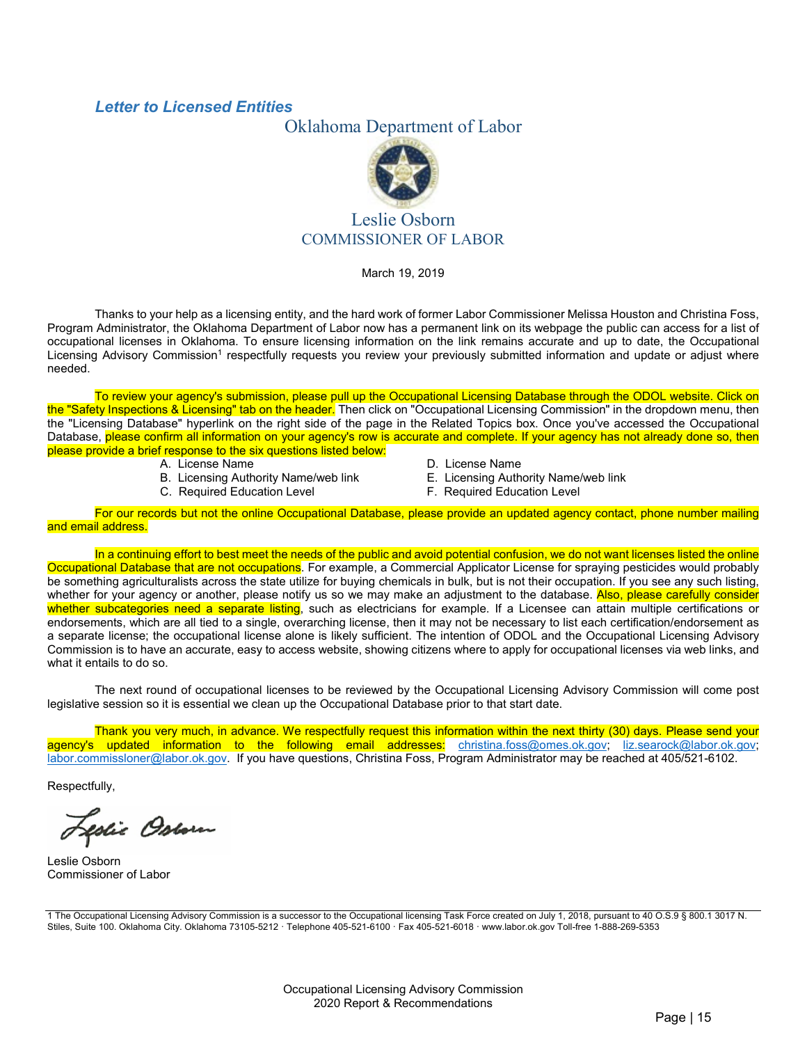### *Letter to Licensed Entities*

Oklahoma Department of Labor

Leslie Osborn
COMMISSIONER OF LABOR

March 19, 2019

Thanks to your help as a licensing entity, and the hard work of former Labor Commissioner Melissa Houston and Christina Foss, Program Administrator, the Oklahoma Department of Labor now has a permanent link on its webpage the public can access for a list of occupational licenses in Oklahoma. To ensure licensing information on the link remains accurate and up to date, the Occupational Licensing Advisory Commission[1] respectfully requests you review your previously submitted information and update or adjust where needed.

To review your agency's submission, please pull up the Occupational Licensing Database through the ODOL website. Click on the "Safety Inspections & Licensing" tab on the header. Then click on "Occupational Licensing Commission" in the dropdown menu, then the "Licensing Database" hyperlink on the right side of the page in the Related Topics box. Once you've accessed the Occupational Database, please confirm all information on your agency's row is accurate and complete. If your agency has not already done so, then please provide a brief response to the six questions listed below:

A. License Name
B. Licensing Authority Name/web link
C. Required Education Level
D. License Name
E. Licensing Authority Name/web link
F. Required Education Level

For our records but not the online Occupational Database, please provide an updated agency contact, phone number mailing and email address.

In a continuing effort to best meet the needs of the public and avoid potential confusion, we do not want licenses listed the online Occupational Database that are not occupations. For example, a Commercial Applicator License for spraying pesticides would probably be something agriculturalists across the state utilize for buying chemicals in bulk, but is not their occupation. If you see any such listing, whether for your agency or another, please notify us so we may make an adjustment to the database. Also, please carefully consider whether subcategories need a separate listing, such as electricians for example. If a Licensee can attain multiple certifications or endorsements, which are all tied to a single, overarching license, then it may not be necessary to list each certification/endorsement as a separate license; the occupational license alone is likely sufficient. The intention of ODOL and the Occupational Licensing Advisory Commission is to have an accurate, easy to access website, showing citizens where to apply for occupational licenses via web links, and what it entails to do so.

The next round of occupational licenses to be reviewed by the Occupational Licensing Advisory Commission will come post legislative session so it is essential we clean up the Occupational Database prior to that start date.

Thank you very much, in advance. We respectfully request this information within the next thirty (30) days. Please send your agency's updated information to the following email addresses: christina.foss@omes.ok.gov; liz.searock@labor.ok.gov; labor.commissioner@labor.ok.gov. If you have questions, Christina Foss, Program Administrator may be reached at 405/521-6102.

Respectfully,

Leslie Osborn
Commissioner of Labor

1 The Occupational Licensing Advisory Commission is a successor to the Occupational licensing Task Force created on July 1, 2018, pursuant to 40 O.S.9 § 800.1 3017 N. Stiles, Suite 100. Oklahoma City. Oklahoma 73105-5212 · Telephone 405-521-6100 · Fax 405-521-6018 · www.labor.ok.gov Toll-free 1-888-269-5353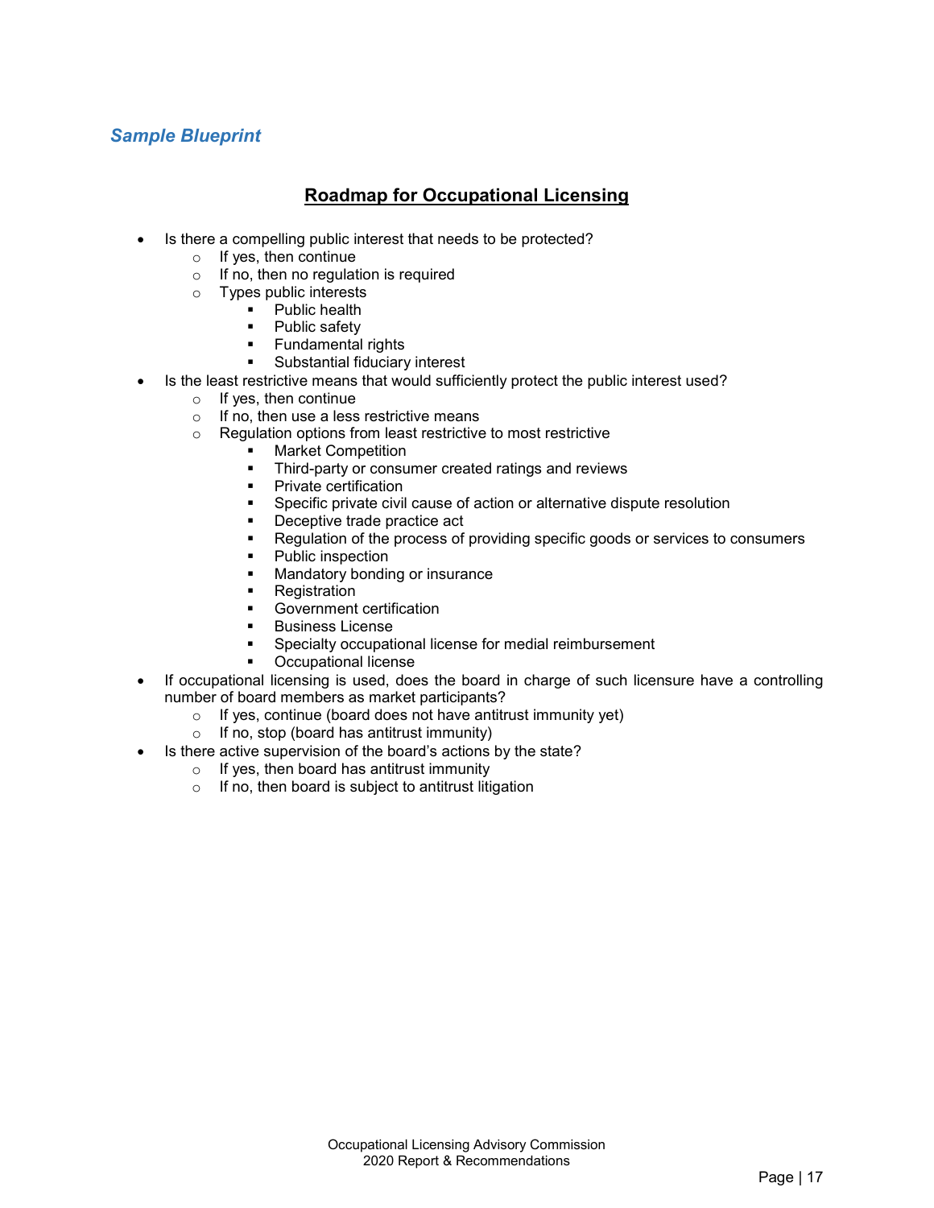### *Sample Blueprint*

## Roadmap for Occupational Licensing

- Is there a compelling public interest that needs to be protected?
  - If yes, then continue
  - If no, then no regulation is required
  - Types public interests
    - Public health
    - Public safety
    - Fundamental rights
    - Substantial fiduciary interest
- Is the least restrictive means that would sufficiently protect the public interest used?
  - If yes, then continue
  - If no, then use a less restrictive means
  - Regulation options from least restrictive to most restrictive
    - Market Competition
    - Third-party or consumer created ratings and reviews
    - Private certification
    - Specific private civil cause of action or alternative dispute resolution
    - Deceptive trade practice act
    - Regulation of the process of providing specific goods or services to consumers
    - Public inspection
    - Mandatory bonding or insurance
    - Registration
    - Government certification
    - Business License
    - Specialty occupational license for medial reimbursement
    - Occupational license
- If occupational licensing is used, does the board in charge of such licensure have a controlling number of board members as market participants?
  - If yes, continue (board does not have antitrust immunity yet)
  - If no, stop (board has antitrust immunity)
- Is there active supervision of the board's actions by the state?
  - If yes, then board has antitrust immunity
  - If no, then board is subject to antitrust litigation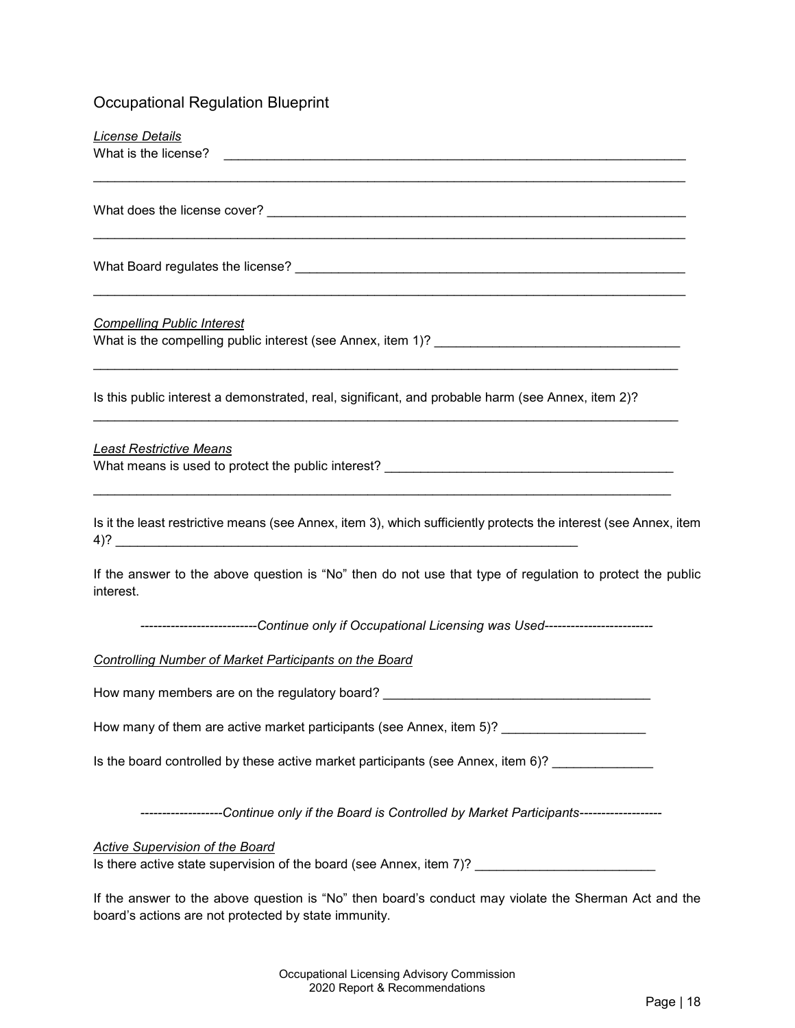## Occupational Regulation Blueprint

*License Details*

What is the license? ______________________________________________________________________

______________________________________________________________________

What does the license cover? ______________________________________________________________________

______________________________________________________________________

What Board regulates the license? ______________________________________________________________________

______________________________________________________________________

*Compelling Public Interest*

What is the compelling public interest (see Annex, item 1)? ___________________________________

______________________________________________________________________

Is this public interest a demonstrated, real, significant, and probable harm (see Annex, item 2)?

______________________________________________________________________

*Least Restrictive Means*

What means is used to protect the public interest? ___________________________________________

______________________________________________________________________

Is it the least restrictive means (see Annex, item 3), which sufficiently protects the interest (see Annex, item 4)? ______________________________________________________________________

If the answer to the above question is "No" then do not use that type of regulation to protect the public interest.

---------------------------*Continue only if Occupational Licensing was Used*-------------------------

*Controlling Number of Market Participants on the Board*

How many members are on the regulatory board? ______________________________________

How many of them are active market participants (see Annex, item 5)? ____________________

Is the board controlled by these active market participants (see Annex, item 6)? ______________

-------------------*Continue only if the Board is Controlled by Market Participants*-------------------

*Active Supervision of the Board*

Is there active state supervision of the board (see Annex, item 7)? _________________________

If the answer to the above question is "No" then board's conduct may violate the Sherman Act and the board's actions are not protected by state immunity.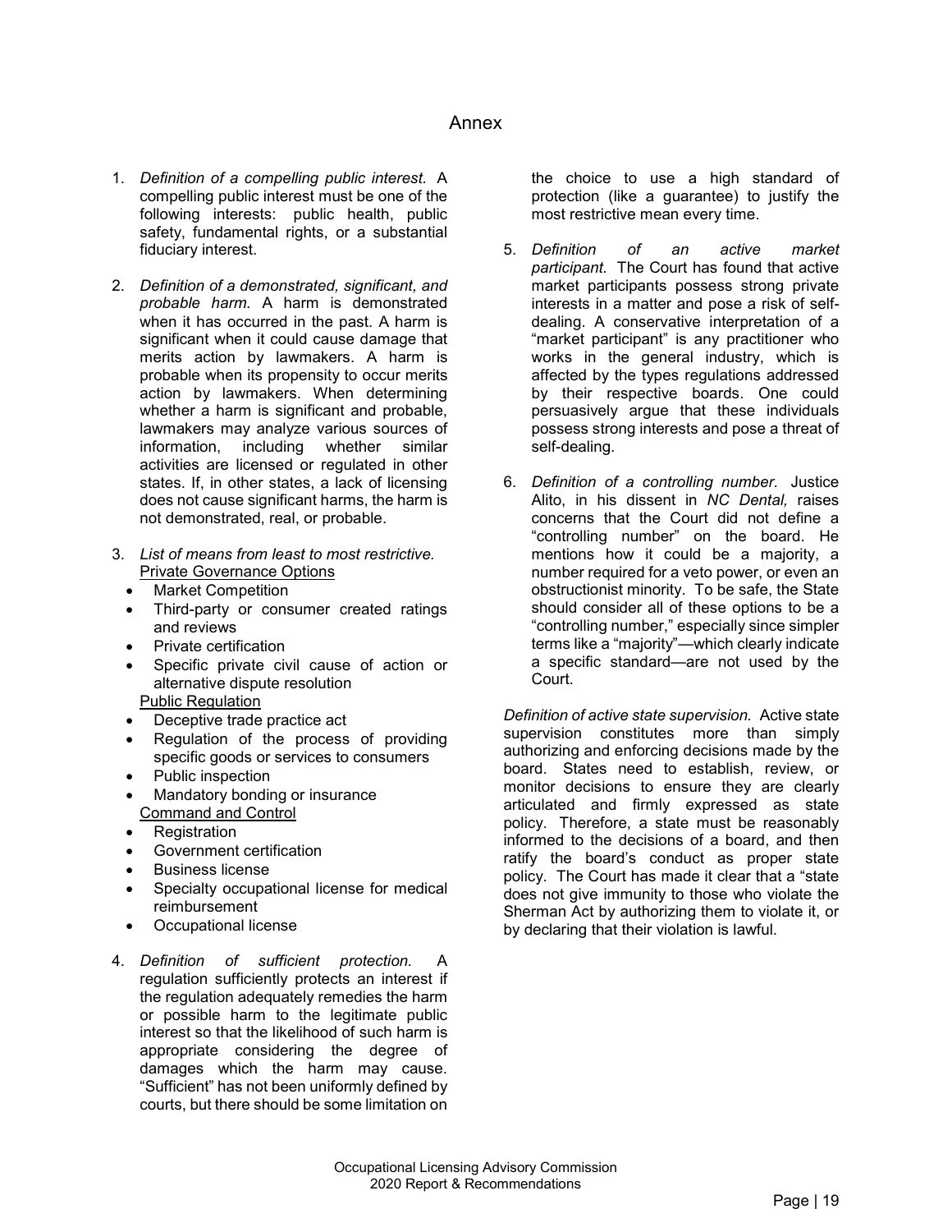## Annex

1. *Definition of a compelling public interest.* A compelling public interest must be one of the following interests: public health, public safety, fundamental rights, or a substantial fiduciary interest.

2. *Definition of a demonstrated, significant, and probable harm.* A harm is demonstrated when it has occurred in the past. A harm is significant when it could cause damage that merits action by lawmakers. A harm is probable when its propensity to occur merits action by lawmakers. When determining whether a harm is significant and probable, lawmakers may analyze various sources of information, including whether similar activities are licensed or regulated in other states. If, in other states, a lack of licensing does not cause significant harms, the harm is not demonstrated, real, or probable.

3. *List of means from least to most restrictive.*
   <u>Private Governance Options</u>
   - Market Competition
   - Third-party or consumer created ratings and reviews
   - Private certification
   - Specific private civil cause of action or alternative dispute resolution

   <u>Public Regulation</u>
   - Deceptive trade practice act
   - Regulation of the process of providing specific goods or services to consumers
   - Public inspection
   - Mandatory bonding or insurance

   <u>Command and Control</u>
   - Registration
   - Government certification
   - Business license
   - Specialty occupational license for medical reimbursement
   - Occupational license

4. *Definition of sufficient protection.* A regulation sufficiently protects an interest if the regulation adequately remedies the harm or possible harm to the legitimate public interest so that the likelihood of such harm is appropriate considering the degree of damages which the harm may cause. "Sufficient" has not been uniformly defined by courts, but there should be some limitation on the choice to use a high standard of protection (like a guarantee) to justify the most restrictive mean every time.

5. *Definition of an active market participant.* The Court has found that active market participants possess strong private interests in a matter and pose a risk of self-dealing. A conservative interpretation of a "market participant" is any practitioner who works in the general industry, which is affected by the types regulations addressed by their respective boards. One could persuasively argue that these individuals possess strong interests and pose a threat of self-dealing.

6. *Definition of a controlling number.* Justice Alito, in his dissent in *NC Dental,* raises concerns that the Court did not define a "controlling number" on the board. He mentions how it could be a majority, a number required for a veto power, or even an obstructionist minority. To be safe, the State should consider all of these options to be a "controlling number," especially since simpler terms like a "majority"—which clearly indicate a specific standard—are not used by the Court.

*Definition of active state supervision.* Active state supervision constitutes more than simply authorizing and enforcing decisions made by the board. States need to establish, review, or monitor decisions to ensure they are clearly articulated and firmly expressed as state policy. Therefore, a state must be reasonably informed to the decisions of a board, and then ratify the board's conduct as proper state policy. The Court has made it clear that a "state does not give immunity to those who violate the Sherman Act by authorizing them to violate it, or by declaring that their violation is lawful.